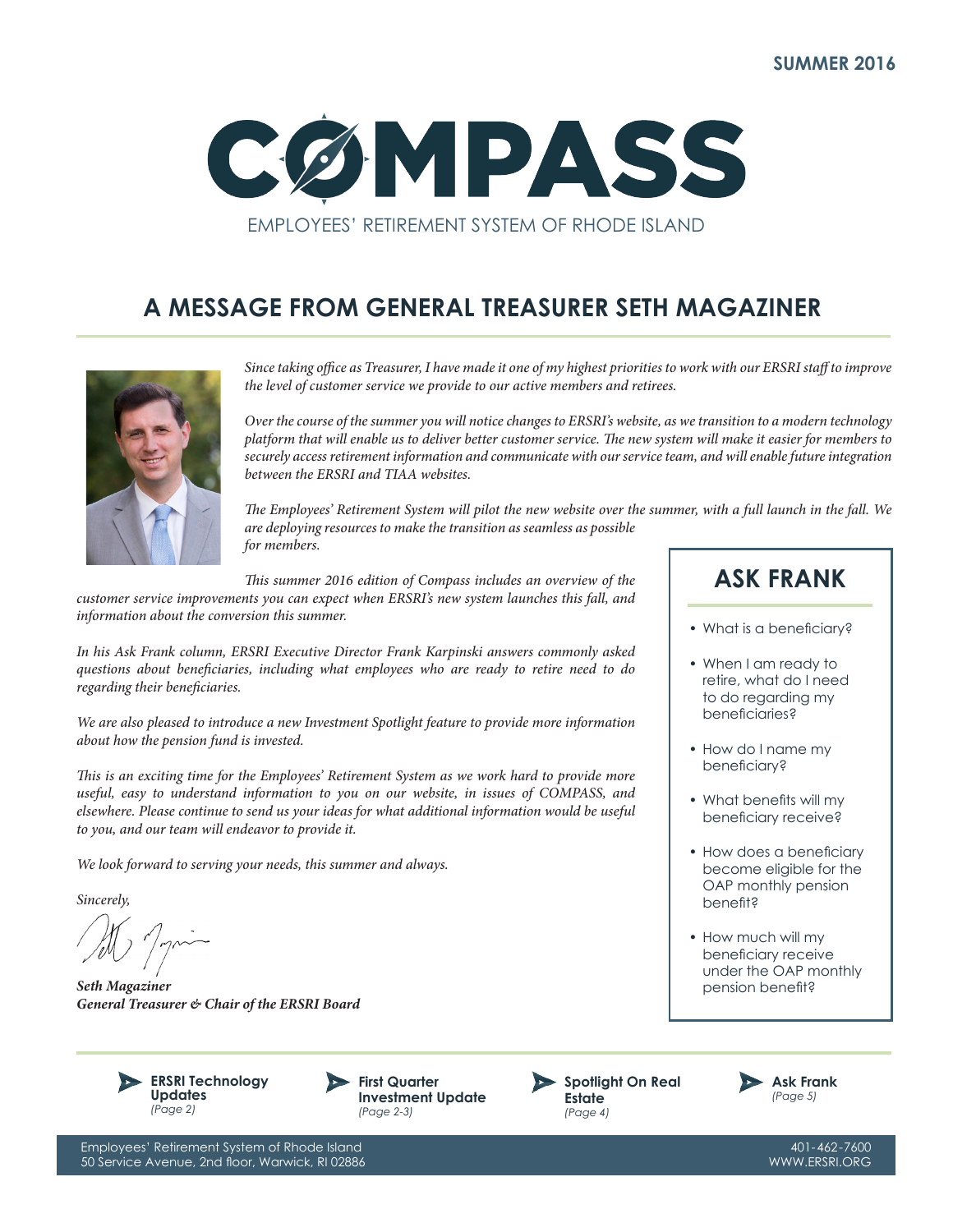SUMMER 2016

# COMPASS

EMPLOYEES' RETIREMENT SYSTEM OF RHODE ISLAND

## A MESSAGE FROM GENERAL TREASURER SETH MAGAZINER

*Since taking office as Treasurer, I have made it one of my highest priorities to work with our ERSRI staff to improve the level of customer service we provide to our active members and retirees.*

*Over the course of the summer you will notice changes to ERSRI's website, as we transition to a modern technology platform that will enable us to deliver better customer service. The new system will make it easier for members to securely access retirement information and communicate with our service team, and will enable future integration between the ERSRI and TIAA websites.*

*The Employees' Retirement System will pilot the new website over the summer, with a full launch in the fall. We are deploying resources to make the transition as seamless as possible for members.*

*This summer 2016 edition of Compass includes an overview of the customer service improvements you can expect when ERSRI's new system launches this fall, and information about the conversion this summer.*

*In his Ask Frank column, ERSRI Executive Director Frank Karpinski answers commonly asked questions about beneficiaries, including what employees who are ready to retire need to do regarding their beneficiaries.*

*We are also pleased to introduce a new Investment Spotlight feature to provide more information about how the pension fund is invested.*

*This is an exciting time for the Employees' Retirement System as we work hard to provide more useful, easy to understand information to you on our website, in issues of COMPASS, and elsewhere. Please continue to send us your ideas for what additional information would be useful to you, and our team will endeavor to provide it.*

*We look forward to serving your needs, this summer and always.*

*Sincerely,*

***Seth Magaziner***
***General Treasurer & Chair of the ERSRI Board***

### ASK FRANK

- What is a beneficiary?
- When I am ready to retire, what do I need to do regarding my beneficiaries?
- How do I name my beneficiary?
- What benefits will my beneficiary receive?
- How does a beneficiary become eligible for the OAP monthly pension benefit?
- How much will my beneficiary receive under the OAP monthly pension benefit?

---

- **ERSRI Technology Updates** *(Page 2)*
- **First Quarter Investment Update** *(Page 2-3)*
- **Spotlight On Real Estate** *(Page 4)*
- **Ask Frank** *(Page 5)*

Employees' Retirement System of Rhode Island
50 Service Avenue, 2nd floor, Warwick, RI 02886

401-462-7600
WWW.ERSRI.ORG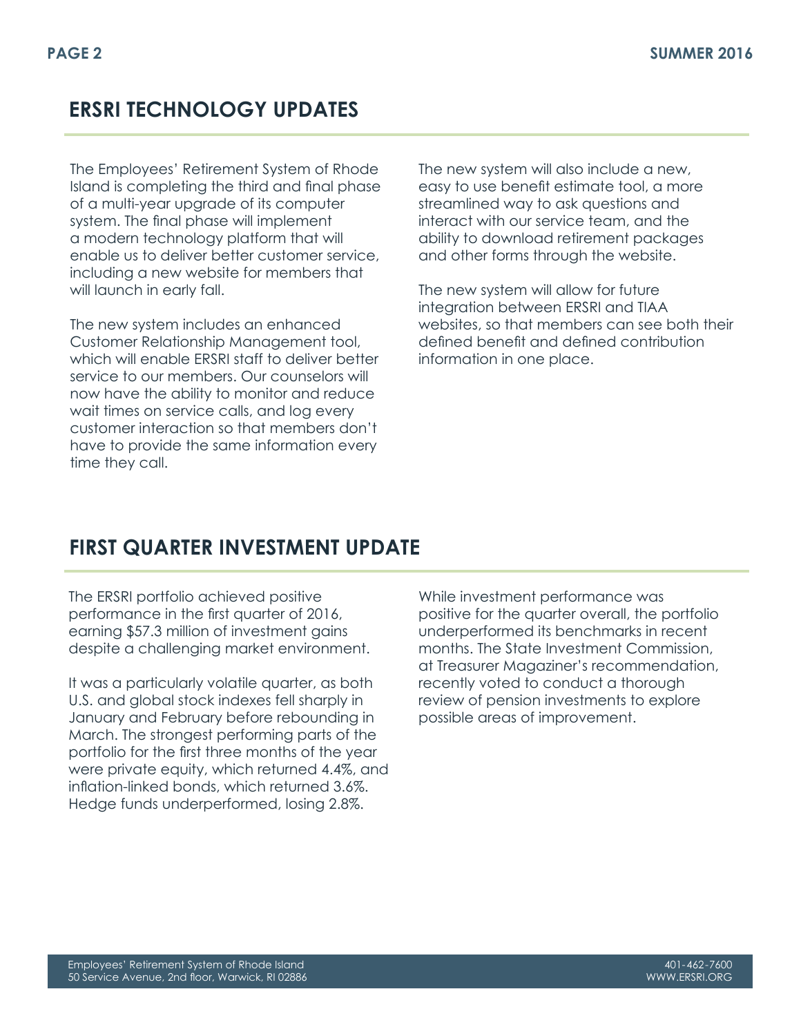## ERSRI TECHNOLOGY UPDATES

The Employees' Retirement System of Rhode Island is completing the third and final phase of a multi-year upgrade of its computer system. The final phase will implement a modern technology platform that will enable us to deliver better customer service, including a new website for members that will launch in early fall.

The new system includes an enhanced Customer Relationship Management tool, which will enable ERSRI staff to deliver better service to our members. Our counselors will now have the ability to monitor and reduce wait times on service calls, and log every customer interaction so that members don't have to provide the same information every time they call.

The new system will also include a new, easy to use benefit estimate tool, a more streamlined way to ask questions and interact with our service team, and the ability to download retirement packages and other forms through the website.

The new system will allow for future integration between ERSRI and TIAA websites, so that members can see both their defined benefit and defined contribution information in one place.

## FIRST QUARTER INVESTMENT UPDATE

The ERSRI portfolio achieved positive performance in the first quarter of 2016, earning $57.3 million of investment gains despite a challenging market environment.

It was a particularly volatile quarter, as both U.S. and global stock indexes fell sharply in January and February before rebounding in March. The strongest performing parts of the portfolio for the first three months of the year were private equity, which returned 4.4%, and inflation-linked bonds, which returned 3.6%. Hedge funds underperformed, losing 2.8%.

While investment performance was positive for the quarter overall, the portfolio underperformed its benchmarks in recent months. The State Investment Commission, at Treasurer Magaziner's recommendation, recently voted to conduct a thorough review of pension investments to explore possible areas of improvement.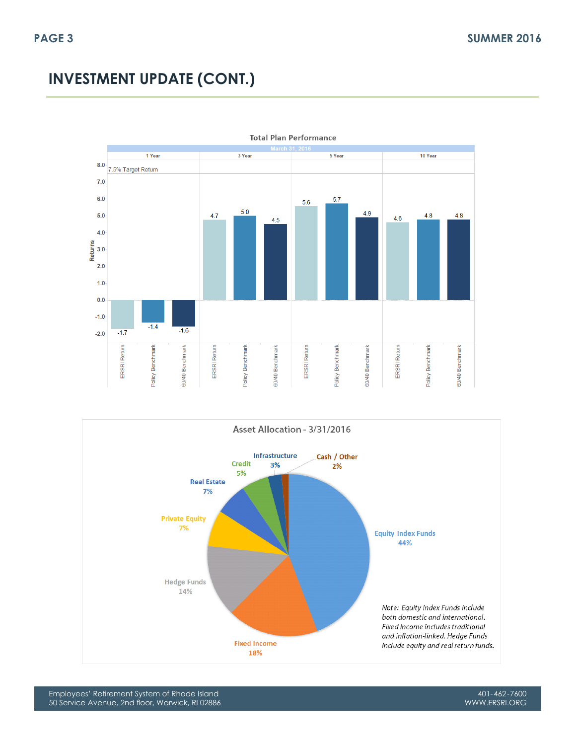# INVESTMENT UPDATE (CONT.)

**Total Plan Performance**

March 31, 2016

7.5% Target Return

| Returns | ERSRI Return | Policy Benchmark | 60/40 Benchmark |
|---|---|---|---|
| 1 Year | -1.7 | -1.4 | -1.6 |
| 3 Year | 4.7 | 5.0 | 4.5 |
| 5 Year | 5.6 | 5.7 | 4.9 |
| 10 Year | 4.6 | 4.8 | 4.8 |

**Asset Allocation - 3/31/2016**

| Asset Class | Allocation |
|---|---|
| Equity Index Funds | 44% |
| Fixed Income | 18% |
| Hedge Funds | 14% |
| Private Equity | 7% |
| Real Estate | 7% |
| Credit | 5% |
| Infrastructure | 3% |
| Cash / Other | 2% |

*Note: Equity Index Funds include both domestic and international. Fixed Income includes traditional and inflation-linked. Hedge Funds include equity and real return funds.*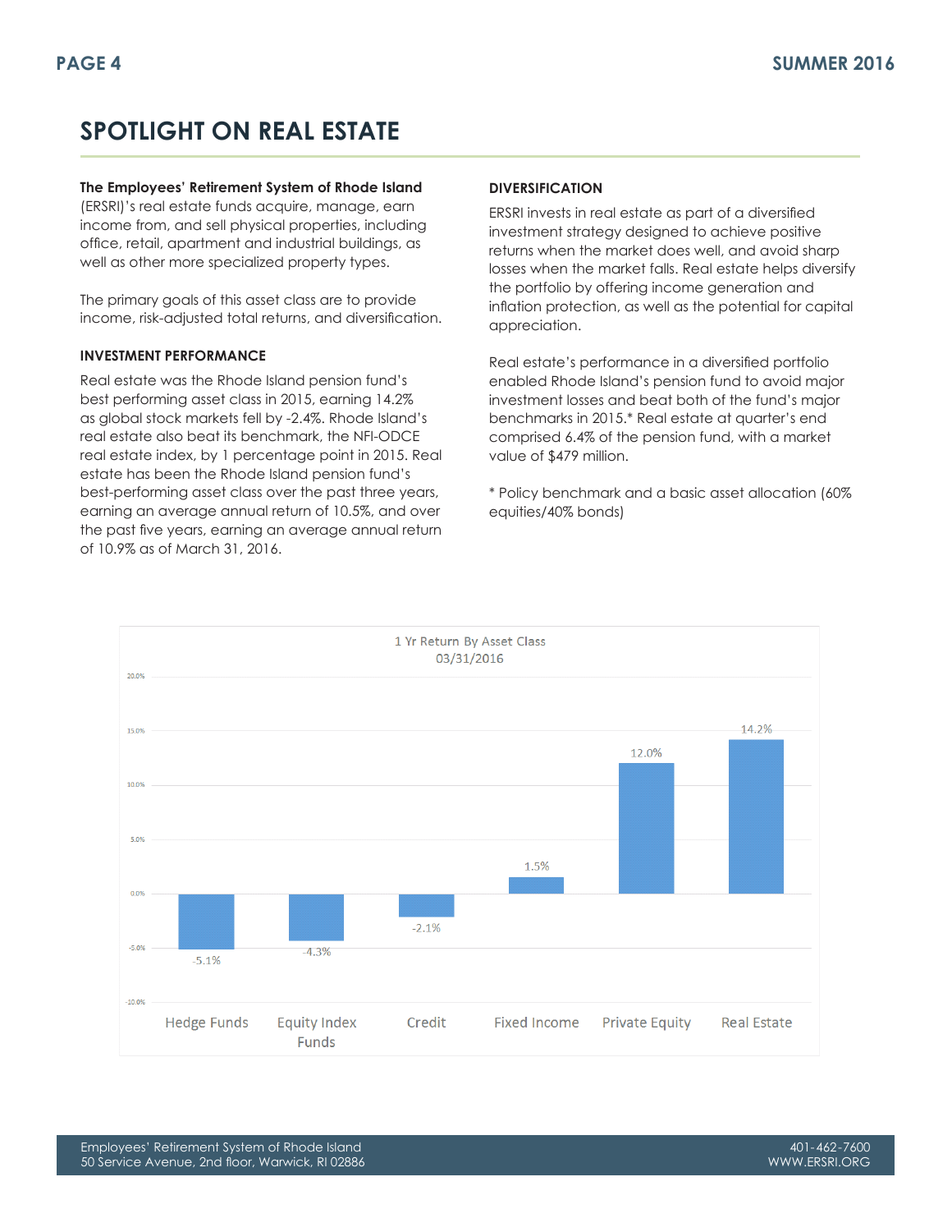# SPOTLIGHT ON REAL ESTATE

**The Employees' Retirement System of Rhode Island** (ERSRI)'s real estate funds acquire, manage, earn income from, and sell physical properties, including office, retail, apartment and industrial buildings, as well as other more specialized property types.

The primary goals of this asset class are to provide income, risk-adjusted total returns, and diversification.

### INVESTMENT PERFORMANCE

Real estate was the Rhode Island pension fund's best performing asset class in 2015, earning 14.2% as global stock markets fell by -2.4%. Rhode Island's real estate also beat its benchmark, the NFI-ODCE real estate index, by 1 percentage point in 2015. Real estate has been the Rhode Island pension fund's best-performing asset class over the past three years, earning an average annual return of 10.5%, and over the past five years, earning an average annual return of 10.9% as of March 31, 2016.

### DIVERSIFICATION

ERSRI invests in real estate as part of a diversified investment strategy designed to achieve positive returns when the market does well, and avoid sharp losses when the market falls. Real estate helps diversify the portfolio by offering income generation and inflation protection, as well as the potential for capital appreciation.

Real estate's performance in a diversified portfolio enabled Rhode Island's pension fund to avoid major investment losses and beat both of the fund's major benchmarks in 2015.* Real estate at quarter's end comprised 6.4% of the pension fund, with a market value of $479 million.

* Policy benchmark and a basic asset allocation (60% equities/40% bonds)

**1 Yr Return By Asset Class**
**03/31/2016**

| Asset Class | 1 Yr Return |
|---|---|
| Hedge Funds | -5.1% |
| Equity Index Funds | -4.3% |
| Credit | -2.1% |
| Fixed Income | 1.5% |
| Private Equity | 12.0% |
| Real Estate | 14.2% |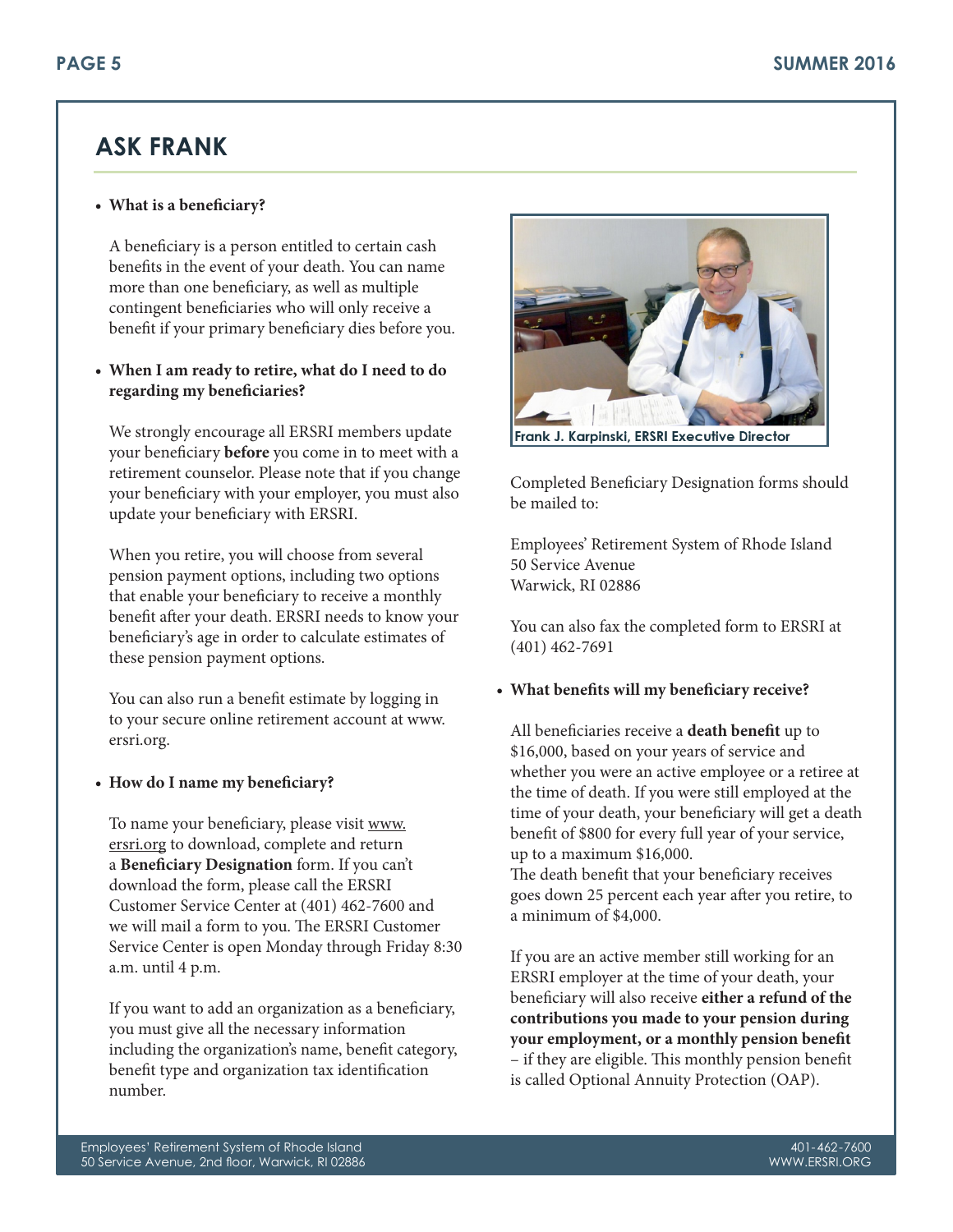## ASK FRANK

- **What is a beneficiary?**

  A beneficiary is a person entitled to certain cash benefits in the event of your death. You can name more than one beneficiary, as well as multiple contingent beneficiaries who will only receive a benefit if your primary beneficiary dies before you.

- **When I am ready to retire, what do I need to do regarding my beneficiaries?**

  We strongly encourage all ERSRI members update your beneficiary **before** you come in to meet with a retirement counselor. Please note that if you change your beneficiary with your employer, you must also update your beneficiary with ERSRI.

  When you retire, you will choose from several pension payment options, including two options that enable your beneficiary to receive a monthly benefit after your death. ERSRI needs to know your beneficiary's age in order to calculate estimates of these pension payment options.

  You can also run a benefit estimate by logging in to your secure online retirement account at www.ersri.org.

- **How do I name my beneficiary?**

  To name your beneficiary, please visit www.ersri.org to download, complete and return a **Beneficiary Designation** form. If you can't download the form, please call the ERSRI Customer Service Center at (401) 462-7600 and we will mail a form to you. The ERSRI Customer Service Center is open Monday through Friday 8:30 a.m. until 4 p.m.

  If you want to add an organization as a beneficiary, you must give all the necessary information including the organization's name, benefit category, benefit type and organization tax identification number.

Frank J. Karpinski, ERSRI Executive Director

Completed Beneficiary Designation forms should be mailed to:

Employees' Retirement System of Rhode Island
50 Service Avenue
Warwick, RI 02886

You can also fax the completed form to ERSRI at (401) 462-7691

- **What benefits will my beneficiary receive?**

  All beneficiaries receive a **death benefit** up to $16,000, based on your years of service and whether you were an active employee or a retiree at the time of death. If you were still employed at the time of your death, your beneficiary will get a death benefit of $800 for every full year of your service, up to a maximum $16,000.
  The death benefit that your beneficiary receives goes down 25 percent each year after you retire, to a minimum of $4,000.

  If you are an active member still working for an ERSRI employer at the time of your death, your beneficiary will also receive **either a refund of the contributions you made to your pension during your employment, or a monthly pension benefit** – if they are eligible. This monthly pension benefit is called Optional Annuity Protection (OAP).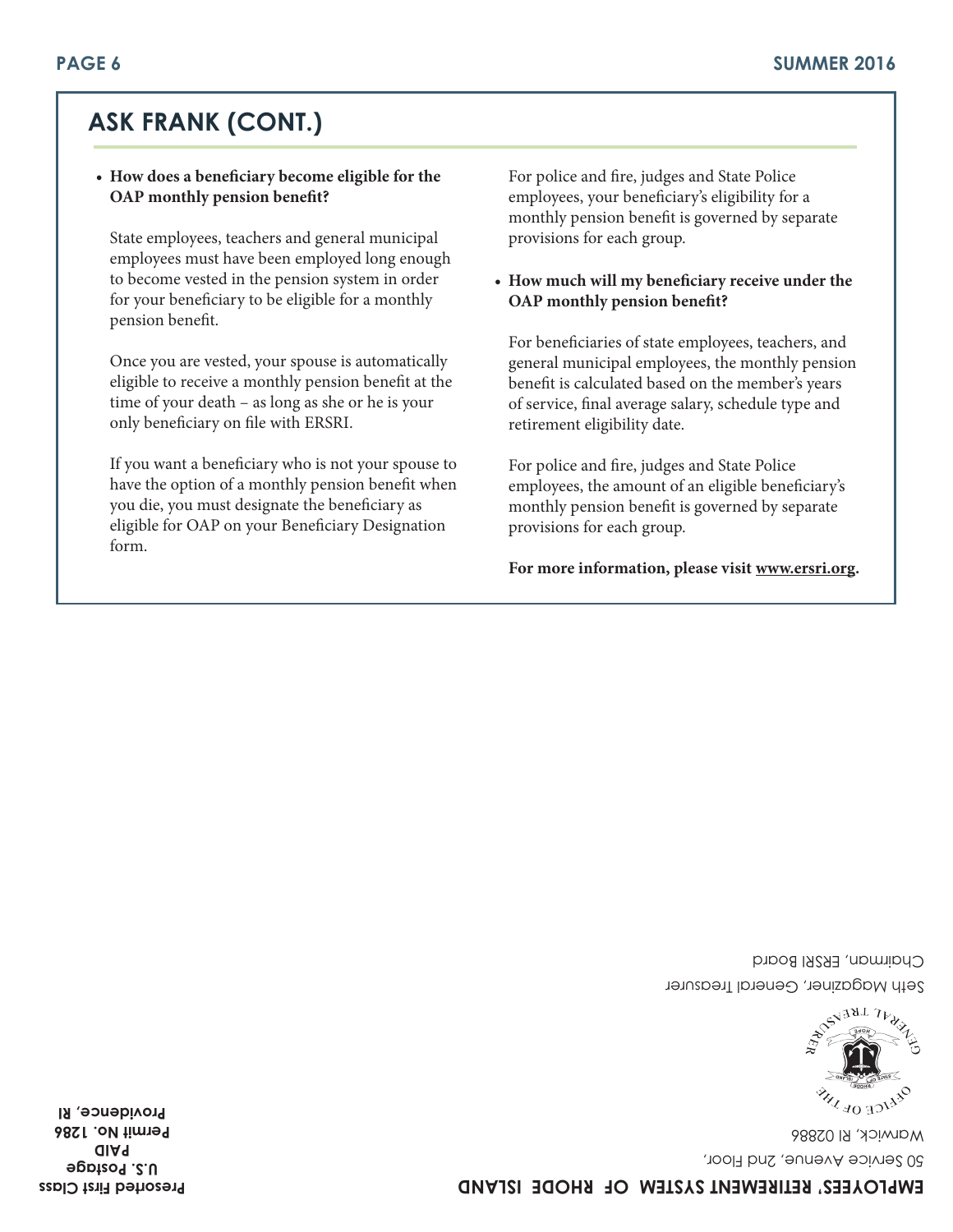## ASK FRANK (CONT.)

- **How does a beneficiary become eligible for the OAP monthly pension benefit?**

  State employees, teachers and general municipal employees must have been employed long enough to become vested in the pension system in order for your beneficiary to be eligible for a monthly pension benefit.

  Once you are vested, your spouse is automatically eligible to receive a monthly pension benefit at the time of your death – as long as she or he is your only beneficiary on file with ERSRI.

  If you want a beneficiary who is not your spouse to have the option of a monthly pension benefit when you die, you must designate the beneficiary as eligible for OAP on your Beneficiary Designation form.

  For police and fire, judges and State Police employees, your beneficiary's eligibility for a monthly pension benefit is governed by separate provisions for each group.

- **How much will my beneficiary receive under the OAP monthly pension benefit?**

  For beneficiaries of state employees, teachers, and general municipal employees, the monthly pension benefit is calculated based on the member's years of service, final average salary, schedule type and retirement eligibility date.

  For police and fire, judges and State Police employees, the amount of an eligible beneficiary's monthly pension benefit is governed by separate provisions for each group.

**For more information, please visit [www.ersri.org](http://www.ersri.org).**

**EMPLOYEES' RETIREMENT SYSTEM OF RHODE ISLAND**
50 Service Avenue, 2nd Floor,
Warwick, RI 02886

OFFICE OF THE GENERAL TREASURER

Seth Magaziner, General Treasurer
Chairman, ERSRI Board

**Presorted First Class**
**U.S. Postage**
**PAID**
**Permit No. 1286**
**Providence, RI**